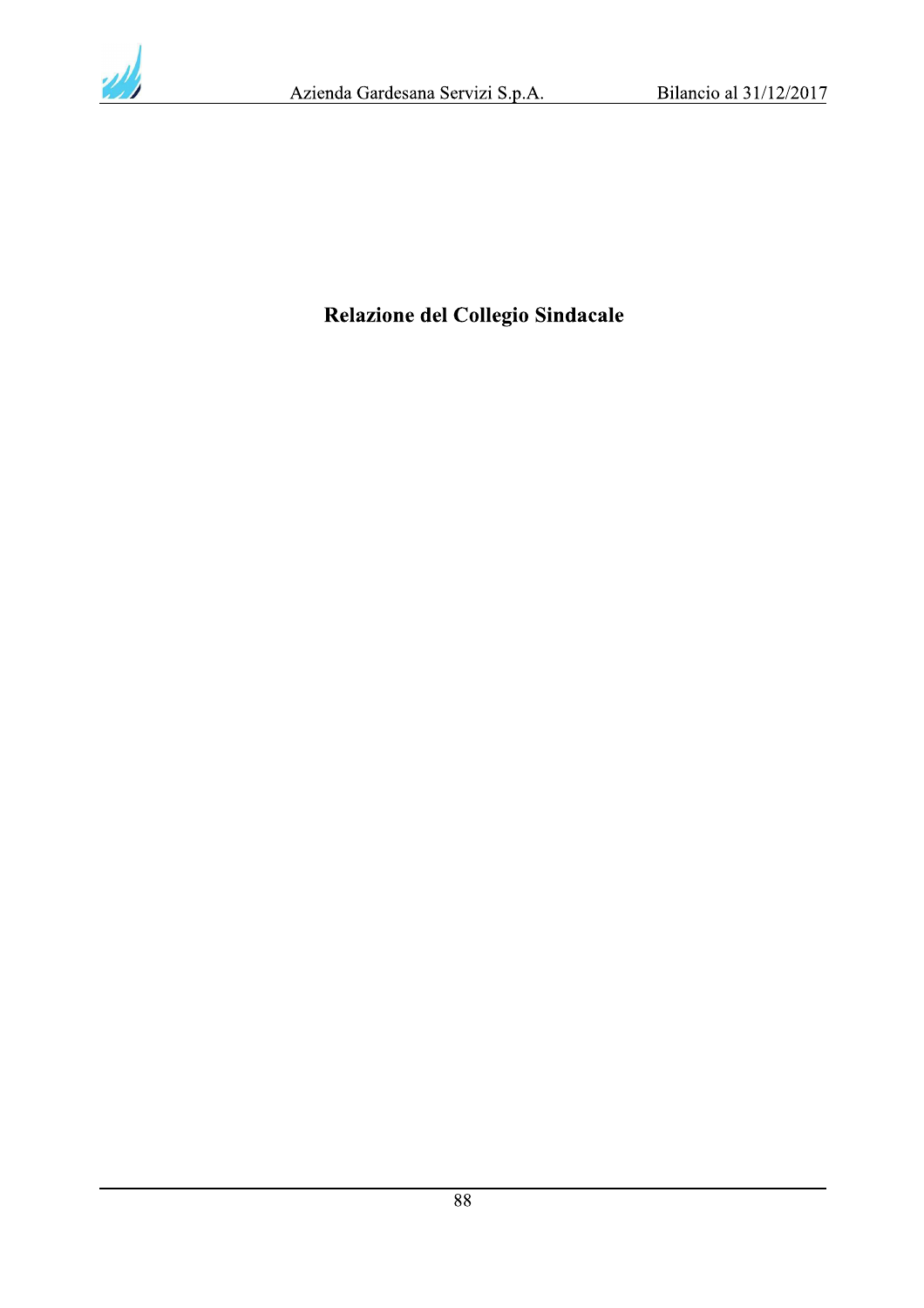# Relazione del Collegio Sindacale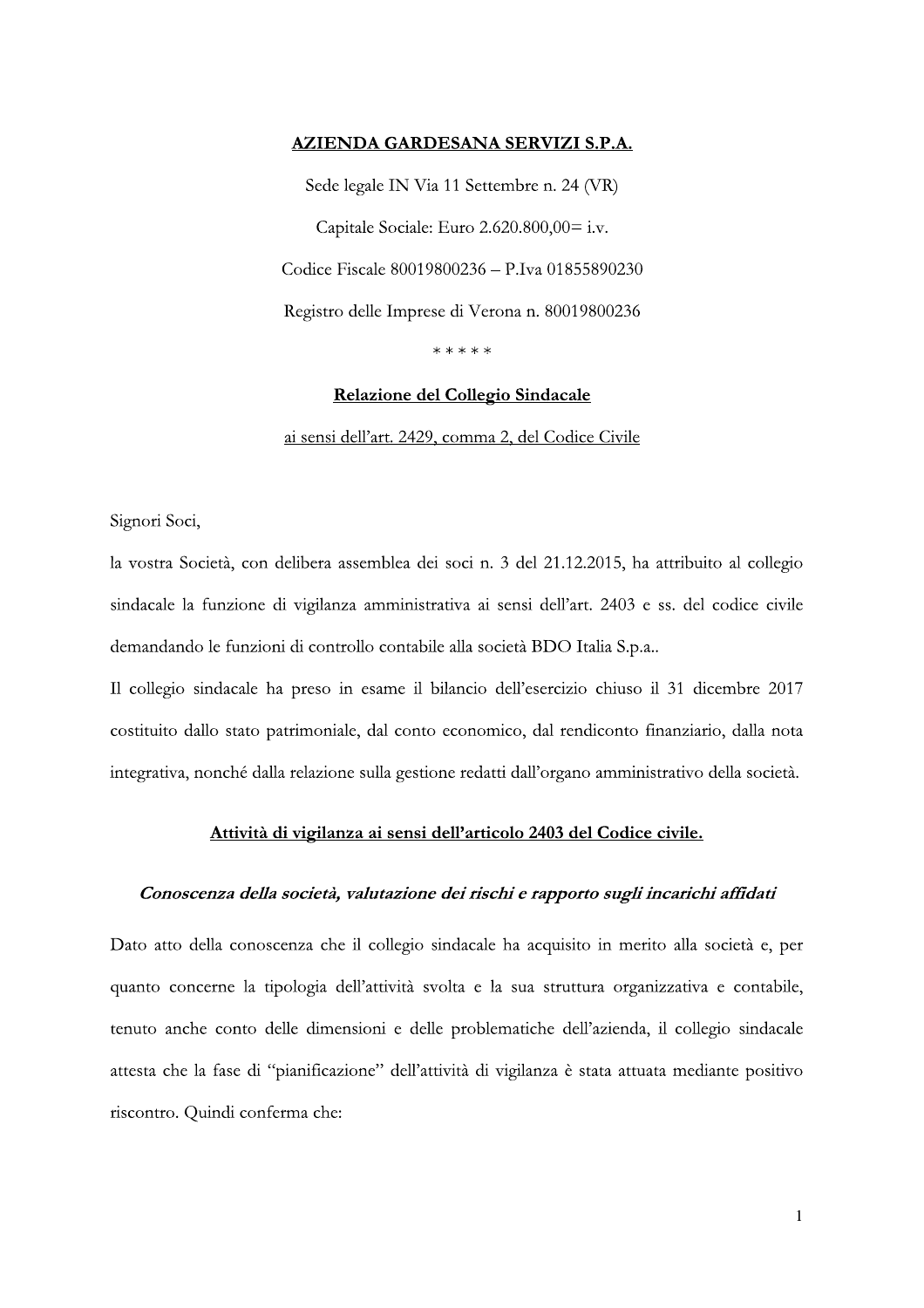**AZIENDA GARDESANA SERVIZI S.P.A.**

Sede legale IN Via 11 Settembre n. 24 (VR)

Capitale Sociale: Euro 2.620.800,00= i.v.

Codice Fiscale 80019800236 – P.Iva 01855890230

Registro delle Imprese di Verona n. 80019800236

\* \* \* \* \*

**Relazione del Collegio Sindacale**

ai sensi dell'art. 2429, comma 2, del Codice Civile

Signori Soci,

la vostra Società, con delibera assemblea dei soci n. 3 del 21.12.2015, ha attribuito al collegio sindacale la funzione di vigilanza amministrativa ai sensi dell'art. 2403 e ss. del codice civile demandando le funzioni di controllo contabile alla società BDO Italia S.p.a..

Il collegio sindacale ha preso in esame il bilancio dell'esercizio chiuso il 31 dicembre 2017 costituito dallo stato patrimoniale, dal conto economico, dal rendiconto finanziario, dalla nota integrativa, nonché dalla relazione sulla gestione redatti dall'organo amministrativo della società.

## Attività di vigilanza ai sensi dell'articolo 2403 del Codice civile.

### *Conoscenza della società, valutazione dei rischi e rapporto sugli incarichi affidati*

Dato atto della conoscenza che il collegio sindacale ha acquisito in merito alla società e, per quanto concerne la tipologia dell'attività svolta e la sua struttura organizzativa e contabile, tenuto anche conto delle dimensioni e delle problematiche dell'azienda, il collegio sindacale attesta che la fase di "pianificazione" dell'attività di vigilanza è stata attuata mediante positivo riscontro. Quindi conferma che: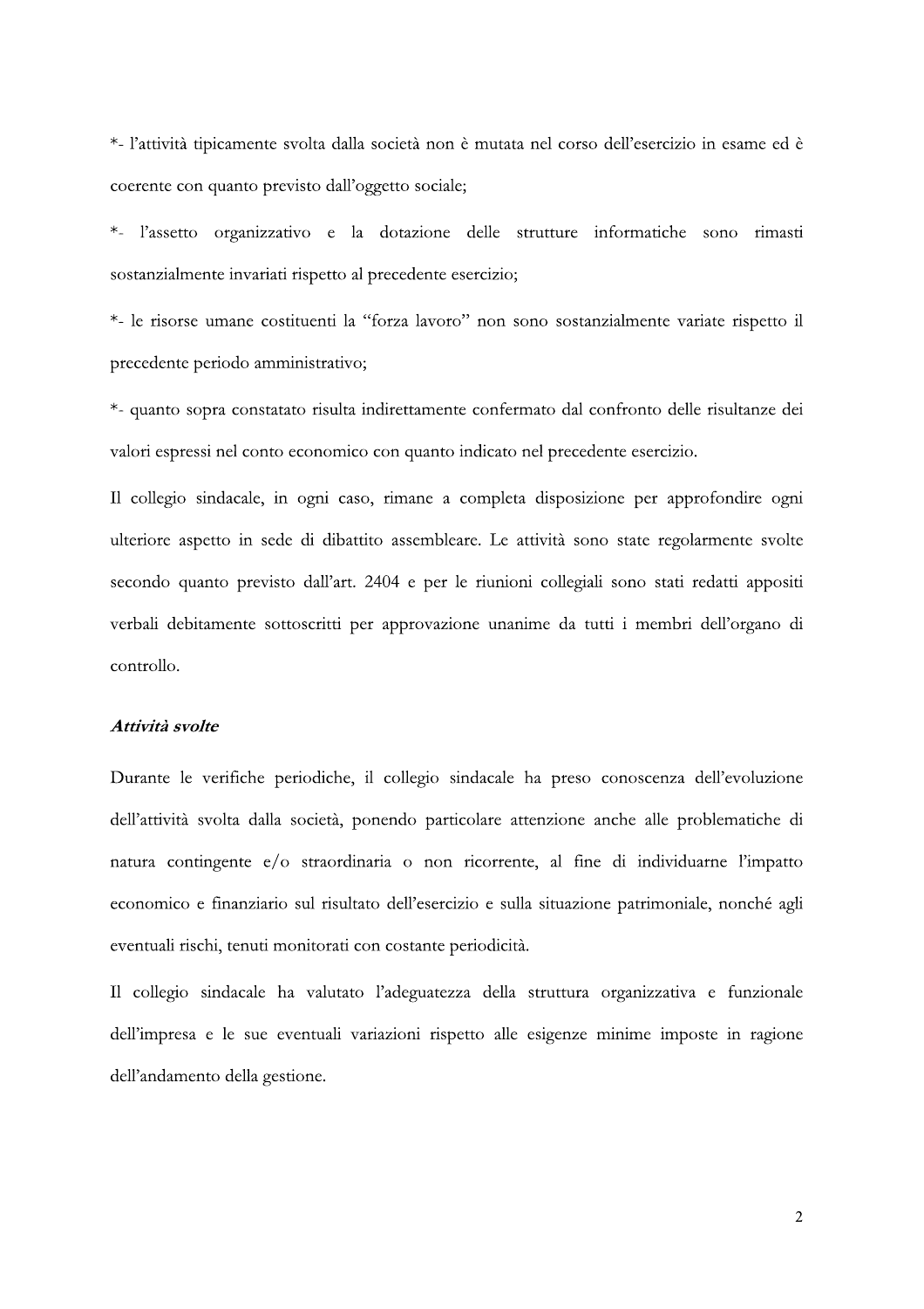*- l'attività tipicamente svolta dalla società non è mutata nel corso dell'esercizio in esame ed è coerente con quanto previsto dall'oggetto sociale;

*- l'assetto organizzativo e la dotazione delle strutture informatiche sono rimasti sostanzialmente invariati rispetto al precedente esercizio;

*- le risorse umane costituenti la "forza lavoro" non sono sostanzialmente variate rispetto il precedente periodo amministrativo;

*- quanto sopra constatato risulta indirettamente confermato dal confronto delle risultanze dei valori espressi nel conto economico con quanto indicato nel precedente esercizio.

Il collegio sindacale, in ogni caso, rimane a completa disposizione per approfondire ogni ulteriore aspetto in sede di dibattito assembleare. Le attività sono state regolarmente svolte secondo quanto previsto dall'art. 2404 e per le riunioni collegiali sono stati redatti appositi verbali debitamente sottoscritti per approvazione unanime da tutti i membri dell'organo di controllo.

***Attività svolte***

Durante le verifiche periodiche, il collegio sindacale ha preso conoscenza dell'evoluzione dell'attività svolta dalla società, ponendo particolare attenzione anche alle problematiche di natura contingente e/o straordinaria o non ricorrente, al fine di individuarne l'impatto economico e finanziario sul risultato dell'esercizio e sulla situazione patrimoniale, nonché agli eventuali rischi, tenuti monitorati con costante periodicità.

Il collegio sindacale ha valutato l'adeguatezza della struttura organizzativa e funzionale dell'impresa e le sue eventuali variazioni rispetto alle esigenze minime imposte in ragione dell'andamento della gestione.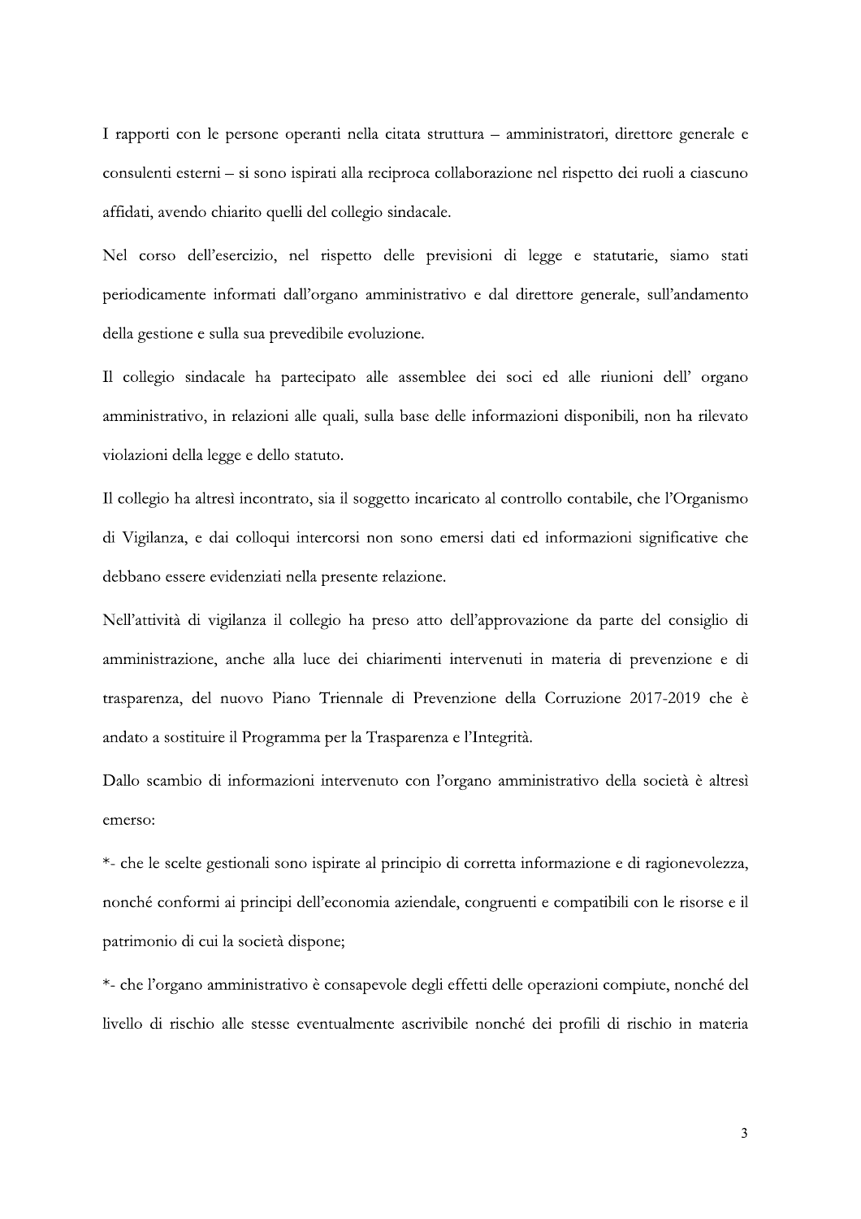I rapporti con le persone operanti nella citata struttura – amministratori, direttore generale e consulenti esterni – si sono ispirati alla reciproca collaborazione nel rispetto dei ruoli a ciascuno affidati, avendo chiarito quelli del collegio sindacale.

Nel corso dell'esercizio, nel rispetto delle previsioni di legge e statutarie, siamo stati periodicamente informati dall'organo amministrativo e dal direttore generale, sull'andamento della gestione e sulla sua prevedibile evoluzione.

Il collegio sindacale ha partecipato alle assemblee dei soci ed alle riunioni dell' organo amministrativo, in relazioni alle quali, sulla base delle informazioni disponibili, non ha rilevato violazioni della legge e dello statuto.

Il collegio ha altresì incontrato, sia il soggetto incaricato al controllo contabile, che l'Organismo di Vigilanza, e dai colloqui intercorsi non sono emersi dati ed informazioni significative che debbano essere evidenziati nella presente relazione.

Nell'attività di vigilanza il collegio ha preso atto dell'approvazione da parte del consiglio di amministrazione, anche alla luce dei chiarimenti intervenuti in materia di prevenzione e di trasparenza, del nuovo Piano Triennale di Prevenzione della Corruzione 2017-2019 che è andato a sostituire il Programma per la Trasparenza e l'Integrità.

Dallo scambio di informazioni intervenuto con l'organo amministrativo della società è altresì emerso:

*- che le scelte gestionali sono ispirate al principio di corretta informazione e di ragionevolezza, nonché conformi ai principi dell'economia aziendale, congruenti e compatibili con le risorse e il patrimonio di cui la società dispone;

*- che l'organo amministrativo è consapevole degli effetti delle operazioni compiute, nonché del livello di rischio alle stesse eventualmente ascrivibile nonché dei profili di rischio in materia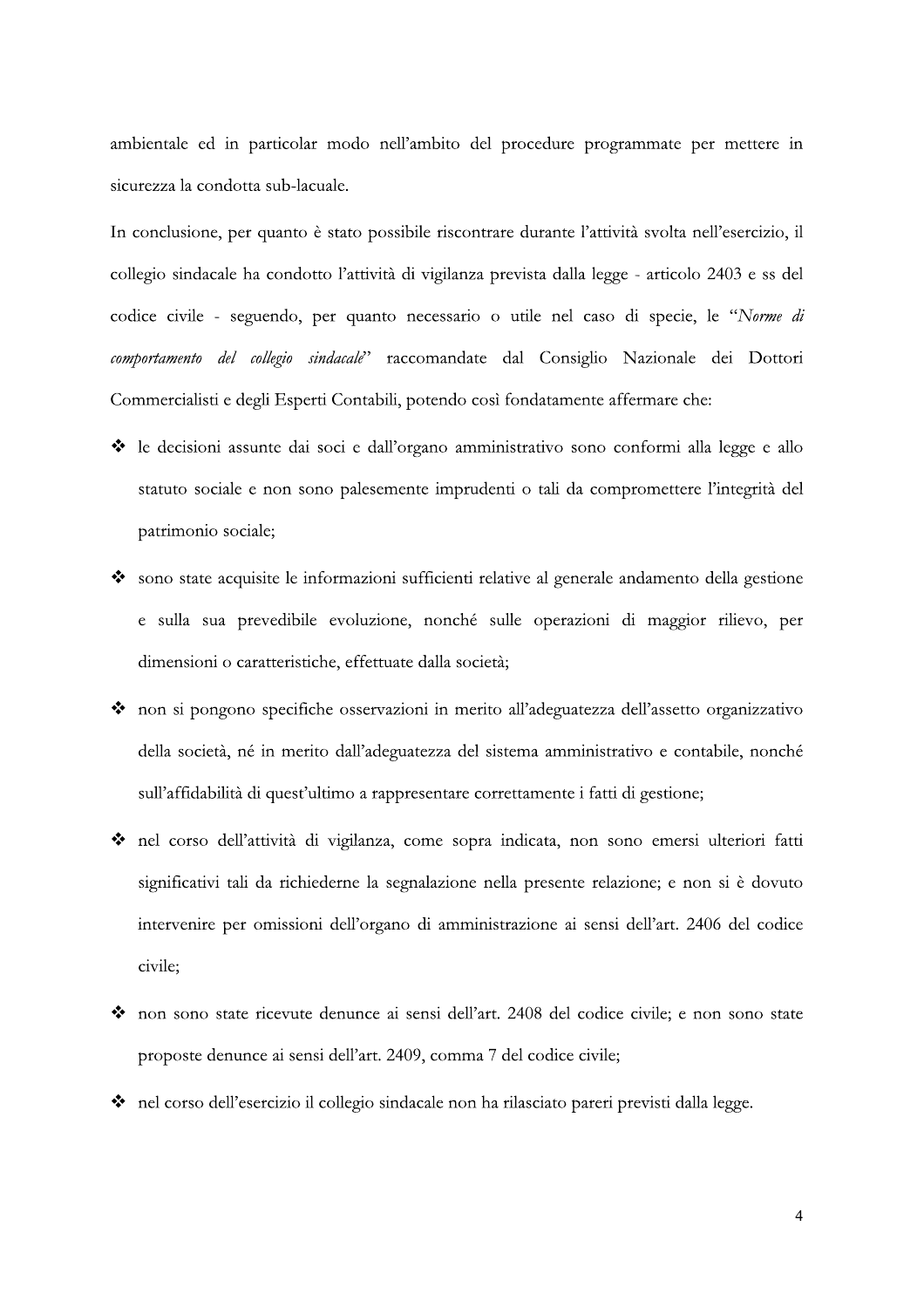ambientale ed in particolar modo nell'ambito del procedure programmate per mettere in sicurezza la condotta sub-lacuale.

In conclusione, per quanto è stato possibile riscontrare durante l'attività svolta nell'esercizio, il collegio sindacale ha condotto l'attività di vigilanza prevista dalla legge - articolo 2403 e ss del codice civile - seguendo, per quanto necessario o utile nel caso di specie, le "*Norme di comportamento del collegio sindacale*" raccomandate dal Consiglio Nazionale dei Dottori Commercialisti e degli Esperti Contabili, potendo così fondatamente affermare che:

- le decisioni assunte dai soci e dall'organo amministrativo sono conformi alla legge e allo statuto sociale e non sono palesemente imprudenti o tali da compromettere l'integrità del patrimonio sociale;
- sono state acquisite le informazioni sufficienti relative al generale andamento della gestione e sulla sua prevedibile evoluzione, nonché sulle operazioni di maggior rilievo, per dimensioni o caratteristiche, effettuate dalla società;
- non si pongono specifiche osservazioni in merito all'adeguatezza dell'assetto organizzativo della società, né in merito dall'adeguatezza del sistema amministrativo e contabile, nonché sull'affidabilità di quest'ultimo a rappresentare correttamente i fatti di gestione;
- nel corso dell'attività di vigilanza, come sopra indicata, non sono emersi ulteriori fatti significativi tali da richiederne la segnalazione nella presente relazione; e non si è dovuto intervenire per omissioni dell'organo di amministrazione ai sensi dell'art. 2406 del codice civile;
- non sono state ricevute denunce ai sensi dell'art. 2408 del codice civile; e non sono state proposte denunce ai sensi dell'art. 2409, comma 7 del codice civile;
- nel corso dell'esercizio il collegio sindacale non ha rilasciato pareri previsti dalla legge.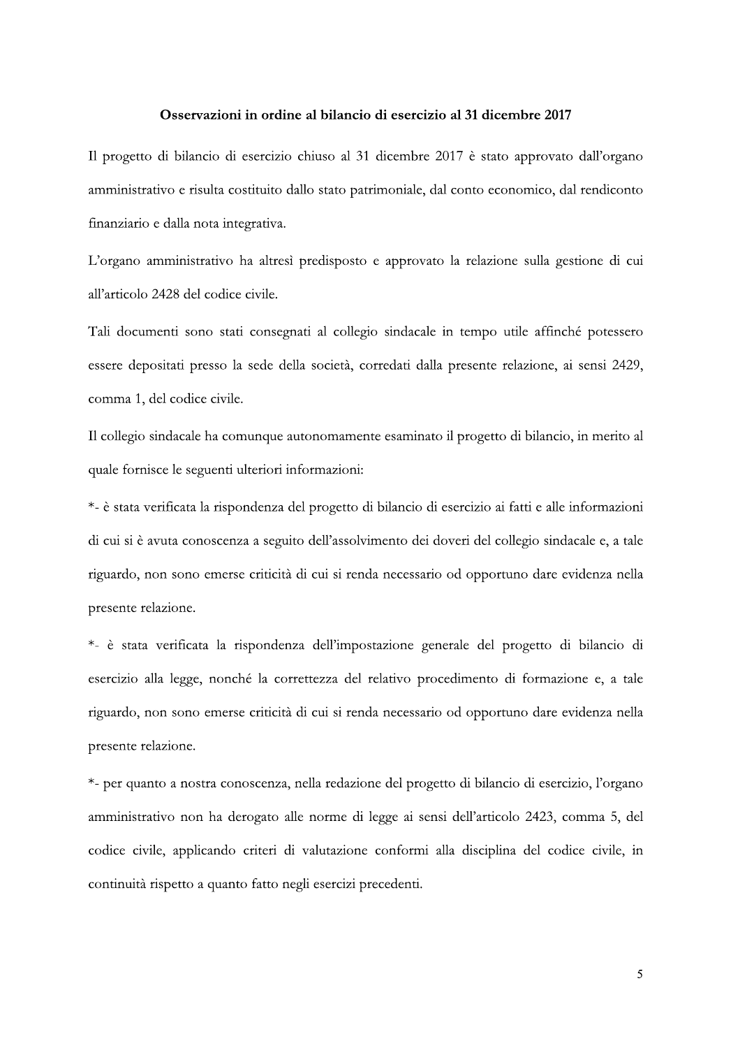**Osservazioni in ordine al bilancio di esercizio al 31 dicembre 2017**

Il progetto di bilancio di esercizio chiuso al 31 dicembre 2017 è stato approvato dall'organo amministrativo e risulta costituito dallo stato patrimoniale, dal conto economico, dal rendiconto finanziario e dalla nota integrativa.

L'organo amministrativo ha altresì predisposto e approvato la relazione sulla gestione di cui all'articolo 2428 del codice civile.

Tali documenti sono stati consegnati al collegio sindacale in tempo utile affinché potessero essere depositati presso la sede della società, corredati dalla presente relazione, ai sensi 2429, comma 1, del codice civile.

Il collegio sindacale ha comunque autonomamente esaminato il progetto di bilancio, in merito al quale fornisce le seguenti ulteriori informazioni:

*- è stata verificata la rispondenza del progetto di bilancio di esercizio ai fatti e alle informazioni di cui si è avuta conoscenza a seguito dell'assolvimento dei doveri del collegio sindacale e, a tale riguardo, non sono emerse criticità di cui si renda necessario od opportuno dare evidenza nella presente relazione.

*- è stata verificata la rispondenza dell'impostazione generale del progetto di bilancio di esercizio alla legge, nonché la correttezza del relativo procedimento di formazione e, a tale riguardo, non sono emerse criticità di cui si renda necessario od opportuno dare evidenza nella presente relazione.

*- per quanto a nostra conoscenza, nella redazione del progetto di bilancio di esercizio, l'organo amministrativo non ha derogato alle norme di legge ai sensi dell'articolo 2423, comma 5, del codice civile, applicando criteri di valutazione conformi alla disciplina del codice civile, in continuità rispetto a quanto fatto negli esercizi precedenti.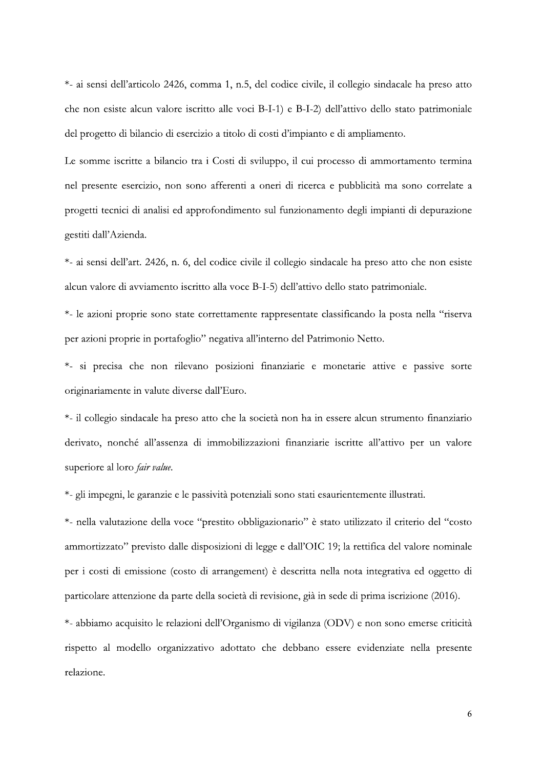*- ai sensi dell'articolo 2426, comma 1, n.5, del codice civile, il collegio sindacale ha preso atto che non esiste alcun valore iscritto alle voci B-I-1) e B-I-2) dell'attivo dello stato patrimoniale del progetto di bilancio di esercizio a titolo di costi d'impianto e di ampliamento.

Le somme iscritte a bilancio tra i Costi di sviluppo, il cui processo di ammortamento termina nel presente esercizio, non sono afferenti a oneri di ricerca e pubblicità ma sono correlate a progetti tecnici di analisi ed approfondimento sul funzionamento degli impianti di depurazione gestiti dall'Azienda.

*- ai sensi dell'art. 2426, n. 6, del codice civile il collegio sindacale ha preso atto che non esiste alcun valore di avviamento iscritto alla voce B-I-5) dell'attivo dello stato patrimoniale.

*- le azioni proprie sono state correttamente rappresentate classificando la posta nella "riserva per azioni proprie in portafoglio" negativa all'interno del Patrimonio Netto.

*- si precisa che non rilevano posizioni finanziarie e monetarie attive e passive sorte originariamente in valute diverse dall'Euro.

*- il collegio sindacale ha preso atto che la società non ha in essere alcun strumento finanziario derivato, nonché all'assenza di immobilizzazioni finanziarie iscritte all'attivo per un valore superiore al loro *fair value*.

*- gli impegni, le garanzie e le passività potenziali sono stati esaurientemente illustrati.

*- nella valutazione della voce "prestito obbligazionario" è stato utilizzato il criterio del "costo ammortizzato" previsto dalle disposizioni di legge e dall'OIC 19; la rettifica del valore nominale per i costi di emissione (costo di arrangement) è descritta nella nota integrativa ed oggetto di particolare attenzione da parte della società di revisione, già in sede di prima iscrizione (2016).

*- abbiamo acquisito le relazioni dell'Organismo di vigilanza (ODV) e non sono emerse criticità rispetto al modello organizzativo adottato che debbano essere evidenziate nella presente relazione.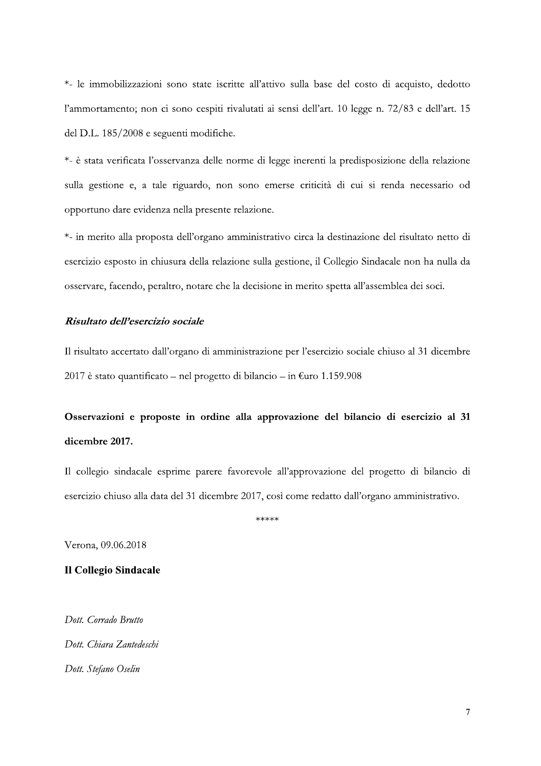*- le immobilizzazioni sono state iscritte all'attivo sulla base del costo di acquisto, dedotto l'ammortamento; non ci sono cespiti rivalutati ai sensi dell'art. 10 legge n. 72/83 e dell'art. 15 del D.L. 185/2008 e seguenti modifiche.

*- è stata verificata l'osservanza delle norme di legge inerenti la predisposizione della relazione sulla gestione e, a tale riguardo, non sono emerse criticità di cui si renda necessario od opportuno dare evidenza nella presente relazione.

*- in merito alla proposta dell'organo amministrativo circa la destinazione del risultato netto di esercizio esposto in chiusura della relazione sulla gestione, il Collegio Sindacale non ha nulla da osservare, facendo, peraltro, notare che la decisione in merito spetta all'assemblea dei soci.

***Risultato dell'esercizio sociale***

Il risultato accertato dall'organo di amministrazione per l'esercizio sociale chiuso al 31 dicembre 2017 è stato quantificato – nel progetto di bilancio – in €uro 1.159.908

**Osservazioni e proposte in ordine alla approvazione del bilancio di esercizio al 31 dicembre 2017.**

Il collegio sindacale esprime parere favorevole all'approvazione del progetto di bilancio di esercizio chiuso alla data del 31 dicembre 2017, così come redatto dall'organo amministrativo.

*****

Verona, 09.06.2018

**Il Collegio Sindacale**

*Dott. Corrado Brutto*

*Dott. Chiara Zantedeschi*

*Dott. Stefano Oselin*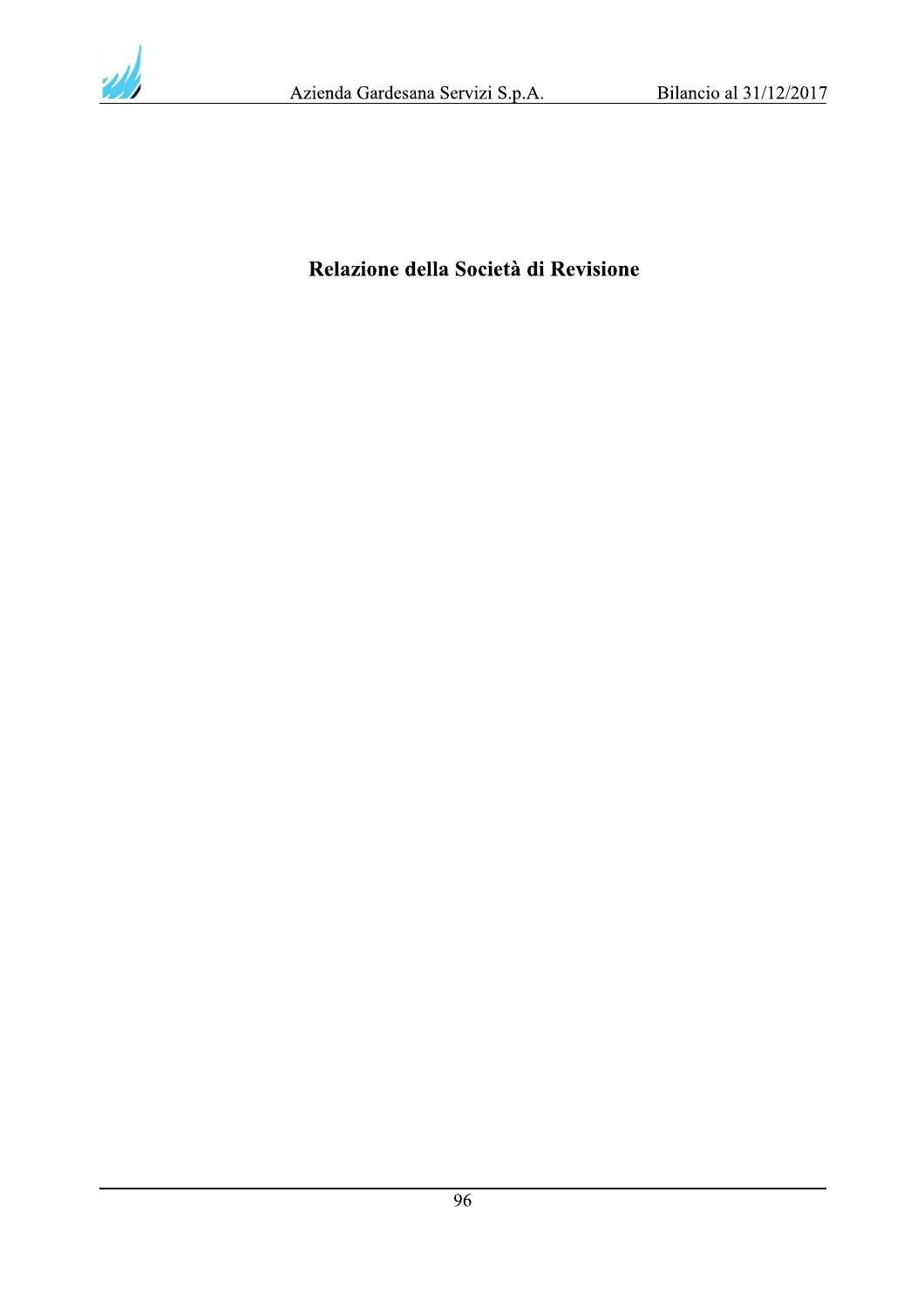# Relazione della Società di Revisione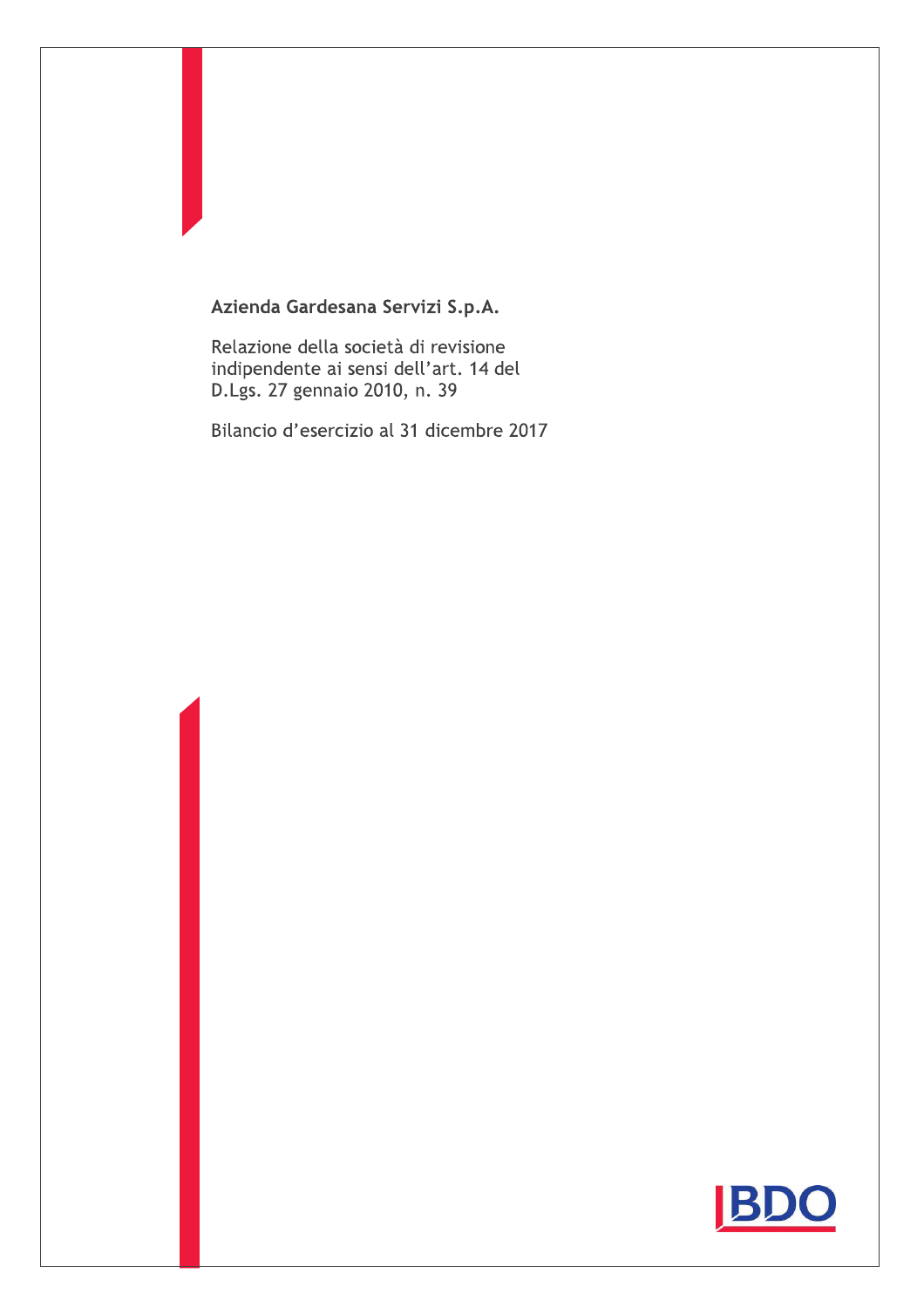**Azienda Gardesana Servizi S.p.A.**

Relazione della società di revisione indipendente ai sensi dell'art. 14 del D.Lgs. 27 gennaio 2010, n. 39

Bilancio d'esercizio al 31 dicembre 2017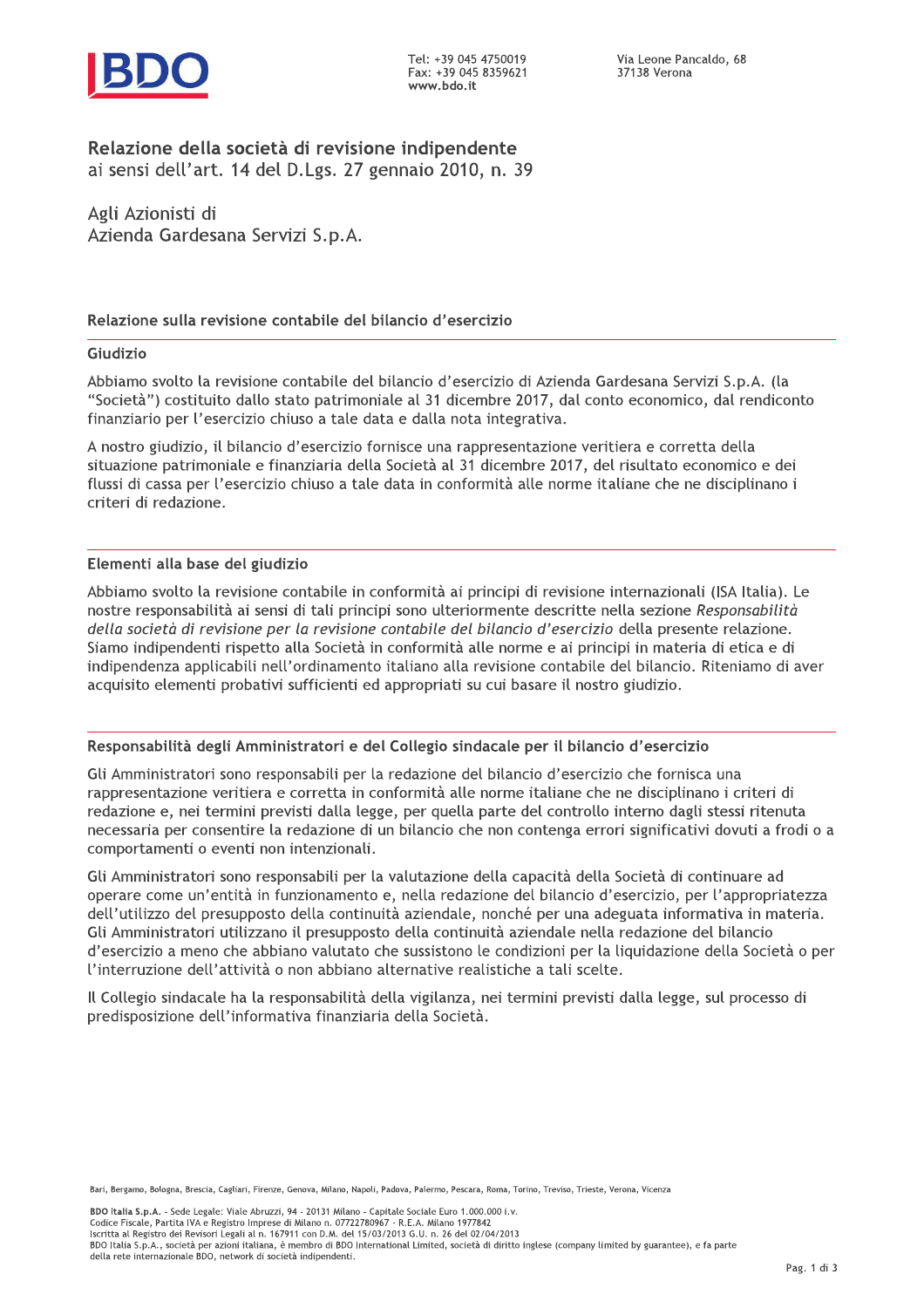BDO

Tel: +39 045 4750019
Fax: +39 045 8359621
www.bdo.it

Via Leone Pancaldo, 68
37138 Verona

# Relazione della società di revisione indipendente
ai sensi dell'art. 14 del D.Lgs. 27 gennaio 2010, n. 39

Agli Azionisti di
Azienda Gardesana Servizi S.p.A.

## Relazione sulla revisione contabile del bilancio d'esercizio

### Giudizio

Abbiamo svolto la revisione contabile del bilancio d'esercizio di Azienda Gardesana Servizi S.p.A. (la "Società") costituito dallo stato patrimoniale al 31 dicembre 2017, dal conto economico, dal rendiconto finanziario per l'esercizio chiuso a tale data e dalla nota integrativa.

A nostro giudizio, il bilancio d'esercizio fornisce una rappresentazione veritiera e corretta della situazione patrimoniale e finanziaria della Società al 31 dicembre 2017, del risultato economico e dei flussi di cassa per l'esercizio chiuso a tale data in conformità alle norme italiane che ne disciplinano i criteri di redazione.

### Elementi alla base del giudizio

Abbiamo svolto la revisione contabile in conformità ai principi di revisione internazionali (ISA Italia). Le nostre responsabilità ai sensi di tali principi sono ulteriormente descritte nella sezione *Responsabilità della società di revisione per la revisione contabile del bilancio d'esercizio* della presente relazione. Siamo indipendenti rispetto alla Società in conformità alle norme e ai principi in materia di etica e di indipendenza applicabili nell'ordinamento italiano alla revisione contabile del bilancio. Riteniamo di aver acquisito elementi probativi sufficienti ed appropriati su cui basare il nostro giudizio.

### Responsabilità degli Amministratori e del Collegio sindacale per il bilancio d'esercizio

Gli Amministratori sono responsabili per la redazione del bilancio d'esercizio che fornisca una rappresentazione veritiera e corretta in conformità alle norme italiane che ne disciplinano i criteri di redazione e, nei termini previsti dalla legge, per quella parte del controllo interno dagli stessi ritenuta necessaria per consentire la redazione di un bilancio che non contenga errori significativi dovuti a frodi o a comportamenti o eventi non intenzionali.

Gli Amministratori sono responsabili per la valutazione della capacità della Società di continuare ad operare come un'entità in funzionamento e, nella redazione del bilancio d'esercizio, per l'appropriatezza dell'utilizzo del presupposto della continuità aziendale, nonché per una adeguata informativa in materia. Gli Amministratori utilizzano il presupposto della continuità aziendale nella redazione del bilancio d'esercizio a meno che abbiano valutato che sussistono le condizioni per la liquidazione della Società o per l'interruzione dell'attività o non abbiano alternative realistiche a tali scelte.

Il Collegio sindacale ha la responsabilità della vigilanza, nei termini previsti dalla legge, sul processo di predisposizione dell'informativa finanziaria della Società.

Bari, Bergamo, Bologna, Brescia, Cagliari, Firenze, Genova, Milano, Napoli, Padova, Palermo, Pescara, Roma, Torino, Treviso, Trieste, Verona, Vicenza

**BDO Italia S.p.A.** - Sede Legale: Viale Abruzzi, 94 - 20131 Milano - Capitale Sociale Euro 1.000.000 i.v.
Codice Fiscale, Partita IVA e Registro Imprese di Milano n. 07722780967 - R.E.A. Milano 1977842
Iscritta al Registro dei Revisori Legali al n. 167911 con D.M. del 15/03/2013 G.U. n. 26 del 02/04/2013
BDO Italia S.p.A., società per azioni italiana, è membro di BDO International Limited, società di diritto inglese (company limited by guarantee), e fa parte della rete internazionale BDO, network di società indipendenti.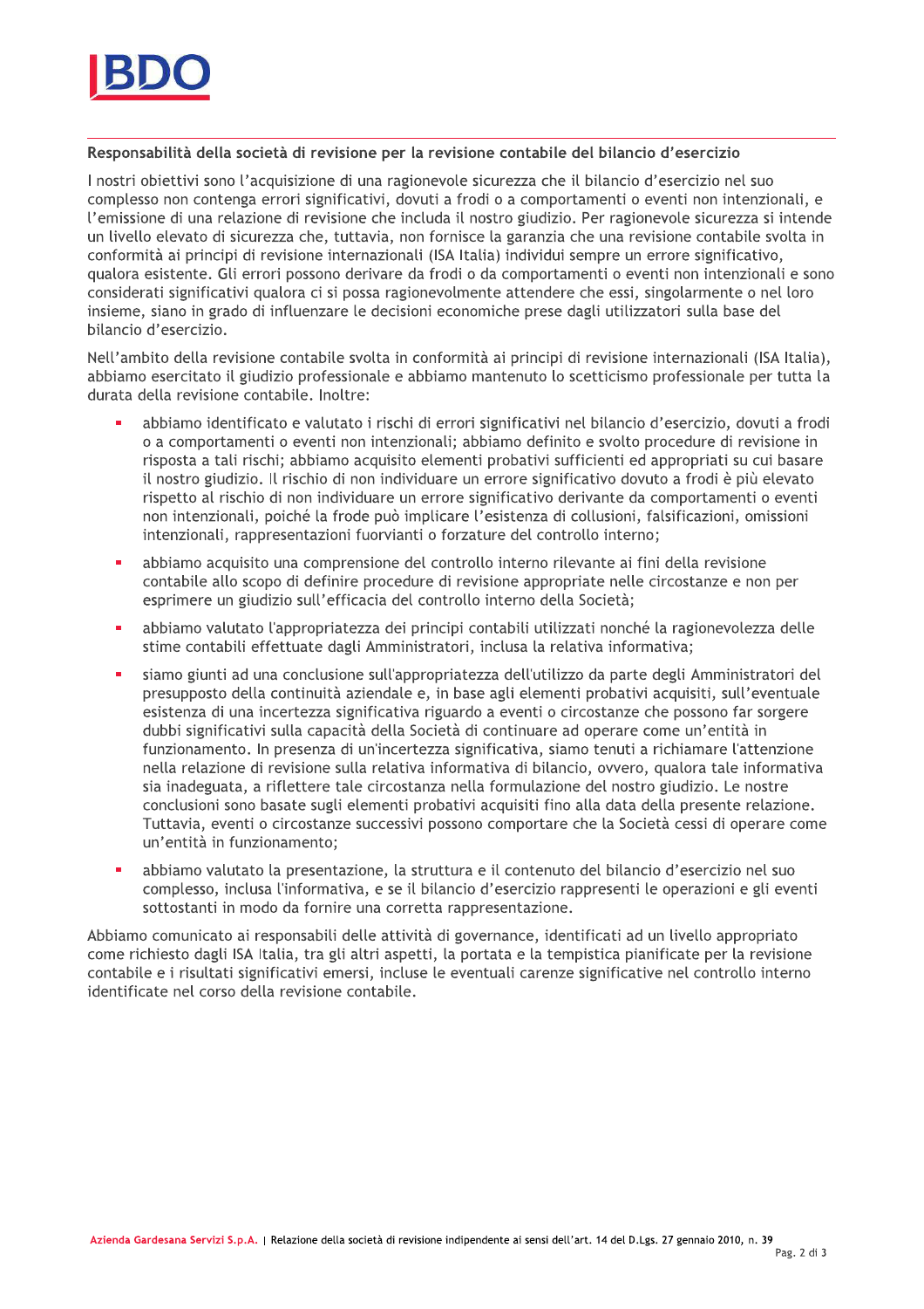### Responsabilità della società di revisione per la revisione contabile del bilancio d'esercizio

I nostri obiettivi sono l'acquisizione di una ragionevole sicurezza che il bilancio d'esercizio nel suo complesso non contenga errori significativi, dovuti a frodi o a comportamenti o eventi non intenzionali, e l'emissione di una relazione di revisione che includa il nostro giudizio. Per ragionevole sicurezza si intende un livello elevato di sicurezza che, tuttavia, non fornisce la garanzia che una revisione contabile svolta in conformità ai principi di revisione internazionali (ISA Italia) individui sempre un errore significativo, qualora esistente. Gli errori possono derivare da frodi o da comportamenti o eventi non intenzionali e sono considerati significativi qualora ci si possa ragionevolmente attendere che essi, singolarmente o nel loro insieme, siano in grado di influenzare le decisioni economiche prese dagli utilizzatori sulla base del bilancio d'esercizio.

Nell'ambito della revisione contabile svolta in conformità ai principi di revisione internazionali (ISA Italia), abbiamo esercitato il giudizio professionale e abbiamo mantenuto lo scetticismo professionale per tutta la durata della revisione contabile. Inoltre:

- abbiamo identificato e valutato i rischi di errori significativi nel bilancio d'esercizio, dovuti a frodi o a comportamenti o eventi non intenzionali; abbiamo definito e svolto procedure di revisione in risposta a tali rischi; abbiamo acquisito elementi probativi sufficienti ed appropriati su cui basare il nostro giudizio. Il rischio di non individuare un errore significativo dovuto a frodi è più elevato rispetto al rischio di non individuare un errore significativo derivante da comportamenti o eventi non intenzionali, poiché la frode può implicare l'esistenza di collusioni, falsificazioni, omissioni intenzionali, rappresentazioni fuorvianti o forzature del controllo interno;
- abbiamo acquisito una comprensione del controllo interno rilevante ai fini della revisione contabile allo scopo di definire procedure di revisione appropriate nelle circostanze e non per esprimere un giudizio sull'efficacia del controllo interno della Società;
- abbiamo valutato l'appropriatezza dei principi contabili utilizzati nonché la ragionevolezza delle stime contabili effettuate dagli Amministratori, inclusa la relativa informativa;
- siamo giunti ad una conclusione sull'appropriatezza dell'utilizzo da parte degli Amministratori del presupposto della continuità aziendale e, in base agli elementi probativi acquisiti, sull'eventuale esistenza di una incertezza significativa riguardo a eventi o circostanze che possono far sorgere dubbi significativi sulla capacità della Società di continuare ad operare come un'entità in funzionamento. In presenza di un'incertezza significativa, siamo tenuti a richiamare l'attenzione nella relazione di revisione sulla relativa informativa di bilancio, ovvero, qualora tale informativa sia inadeguata, a riflettere tale circostanza nella formulazione del nostro giudizio. Le nostre conclusioni sono basate sugli elementi probativi acquisiti fino alla data della presente relazione. Tuttavia, eventi o circostanze successivi possono comportare che la Società cessi di operare come un'entità in funzionamento;
- abbiamo valutato la presentazione, la struttura e il contenuto del bilancio d'esercizio nel suo complesso, inclusa l'informativa, e se il bilancio d'esercizio rappresenti le operazioni e gli eventi sottostanti in modo da fornire una corretta rappresentazione.

Abbiamo comunicato ai responsabili delle attività di governance, identificati ad un livello appropriato come richiesto dagli ISA Italia, tra gli altri aspetti, la portata e la tempistica pianificate per la revisione contabile e i risultati significativi emersi, incluse le eventuali carenze significative nel controllo interno identificate nel corso della revisione contabile.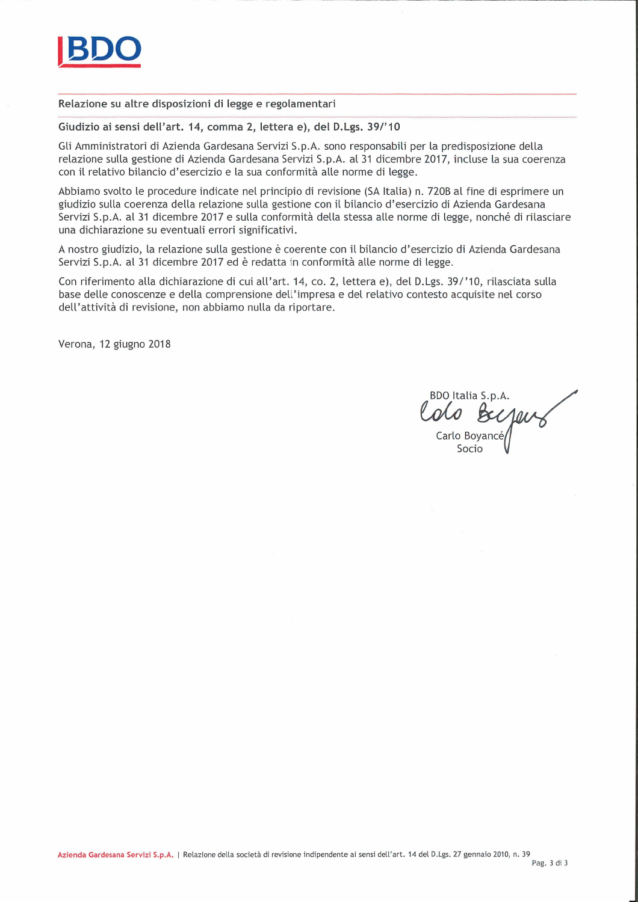## Relazione su altre disposizioni di legge e regolamentari

### Giudizio ai sensi dell'art. 14, comma 2, lettera e), del D.Lgs. 39/'10

Gli Amministratori di Azienda Gardesana Servizi S.p.A. sono responsabili per la predisposizione della relazione sulla gestione di Azienda Gardesana Servizi S.p.A. al 31 dicembre 2017, incluse la sua coerenza con il relativo bilancio d'esercizio e la sua conformità alle norme di legge.

Abbiamo svolto le procedure indicate nel principio di revisione (SA Italia) n. 720B al fine di esprimere un giudizio sulla coerenza della relazione sulla gestione con il bilancio d'esercizio di Azienda Gardesana Servizi S.p.A. al 31 dicembre 2017 e sulla conformità della stessa alle norme di legge, nonché di rilasciare una dichiarazione su eventuali errori significativi.

A nostro giudizio, la relazione sulla gestione è coerente con il bilancio d'esercizio di Azienda Gardesana Servizi S.p.A. al 31 dicembre 2017 ed è redatta in conformità alle norme di legge.

Con riferimento alla dichiarazione di cui all'art. 14, co. 2, lettera e), del D.Lgs. 39/'10, rilasciata sulla base delle conoscenze e della comprensione dell'impresa e del relativo contesto acquisite nel corso dell'attività di revisione, non abbiamo nulla da riportare.

Verona, 12 giugno 2018

BDO Italia S.p.A.

Carlo Boyancé
Socio